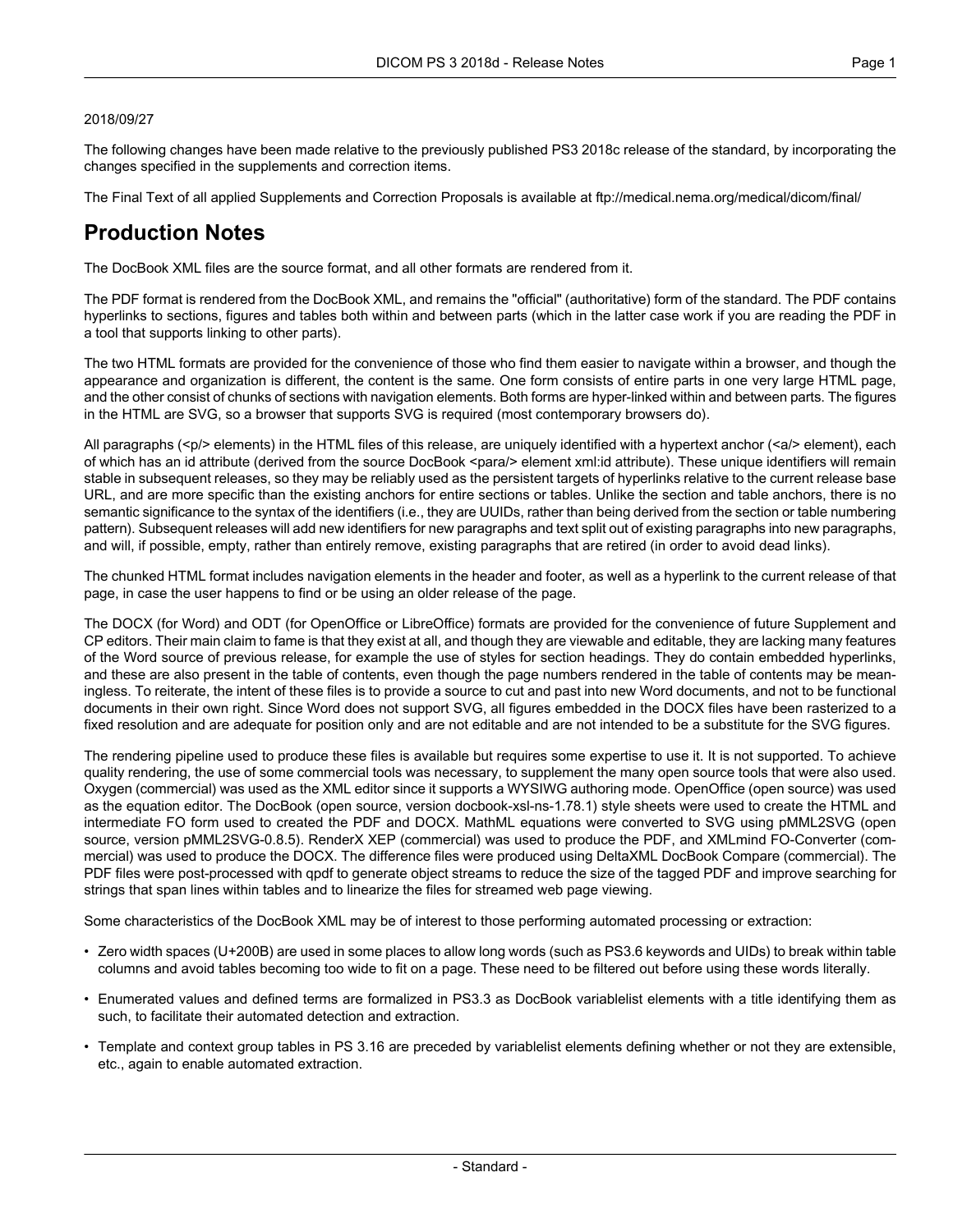2018/09/27

The following changes have been made relative to the previously published PS3 2018c release of the standard, by incorporating the changes specified in the supplements and correction items.

The Final Text of all applied Supplements and Correction Proposals is available at ftp://medical.nema.org/medical/dicom/final/

# Production Notes

The DocBook XML files are the source format, and all other formats are rendered from it.

The PDF format is rendered from the DocBook XML, and remains the "official" (authoritative) form of the standard. The PDF contains hyperlinks to sections, figures and tables both within and between parts (which in the latter case work if you are reading the PDF in a tool that supports linking to other parts).

The two HTML formats are provided for the convenience of those who find them easier to navigate within a browser, and though the appearance and organization is different, the content is the same. One form consists of entire parts in one very large HTML page, and the other consist of chunks of sections with navigation elements. Both forms are hyper-linked within and between parts. The figures in the HTML are SVG, so a browser that supports SVG is required (most contemporary browsers do).

All paragraphs (<p/> elements) in the HTML files of this release, are uniquely identified with a hypertext anchor (<a/> element), each of which has an id attribute (derived from the source DocBook <para/> element xml:id attribute). These unique identifiers will remain stable in subsequent releases, so they may be reliably used as the persistent targets of hyperlinks relative to the current release base URL, and are more specific than the existing anchors for entire sections or tables. Unlike the section and table anchors, there is no semantic significance to the syntax of the identifiers (i.e., they are UUIDs, rather than being derived from the section or table numbering pattern). Subsequent releases will add new identifiers for new paragraphs and text split out of existing paragraphs into new paragraphs, and will, if possible, empty, rather than entirely remove, existing paragraphs that are retired (in order to avoid dead links).

The chunked HTML format includes navigation elements in the header and footer, as well as a hyperlink to the current release of that page, in case the user happens to find or be using an older release of the page.

The DOCX (for Word) and ODT (for OpenOffice or LibreOffice) formats are provided for the convenience of future Supplement and CP editors. Their main claim to fame is that they exist at all, and though they are viewable and editable, they are lacking many features of the Word source of previous release, for example the use of styles for section headings. They do contain embedded hyperlinks, and these are also present in the table of contents, even though the page numbers rendered in the table of contents may be meaningless. To reiterate, the intent of these files is to provide a source to cut and past into new Word documents, and not to be functional documents in their own right. Since Word does not support SVG, all figures embedded in the DOCX files have been rasterized to a fixed resolution and are adequate for position only and are not editable and are not intended to be a substitute for the SVG figures.

The rendering pipeline used to produce these files is available but requires some expertise to use it. It is not supported. To achieve quality rendering, the use of some commercial tools was necessary, to supplement the many open source tools that were also used. Oxygen (commercial) was used as the XML editor since it supports a WYSIWG authoring mode. OpenOffice (open source) was used as the equation editor. The DocBook (open source, version docbook-xsl-ns-1.78.1) style sheets were used to create the HTML and intermediate FO form used to created the PDF and DOCX. MathML equations were converted to SVG using pMML2SVG (open source, version pMML2SVG-0.8.5). RenderX XEP (commercial) was used to produce the PDF, and XMLmind FO-Converter (commercial) was used to produce the DOCX. The difference files were produced using DeltaXML DocBook Compare (commercial). The PDF files were post-processed with qpdf to generate object streams to reduce the size of the tagged PDF and improve searching for strings that span lines within tables and to linearize the files for streamed web page viewing.

Some characteristics of the DocBook XML may be of interest to those performing automated processing or extraction:

- Zero width spaces (U+200B) are used in some places to allow long words (such as PS3.6 keywords and UIDs) to break within table columns and avoid tables becoming too wide to fit on a page. These need to be filtered out before using these words literally.
- Enumerated values and defined terms are formalized in PS3.3 as DocBook variablelist elements with a title identifying them as such, to facilitate their automated detection and extraction.
- Template and context group tables in PS 3.16 are preceded by variablelist elements defining whether or not they are extensible, etc., again to enable automated extraction.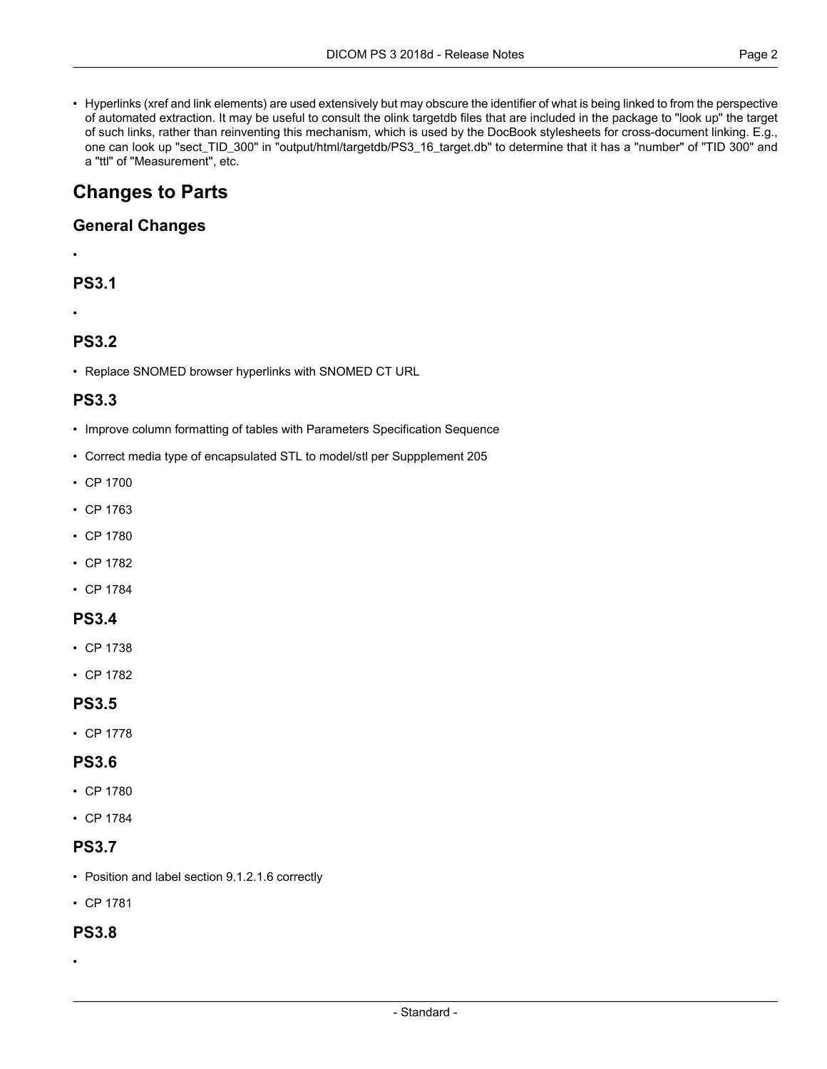- Hyperlinks (xref and link elements) are used extensively but may obscure the identifier of what is being linked to from the perspective of automated extraction. It may be useful to consult the olink targetdb files that are included in the package to "look up" the target of such links, rather than reinventing this mechanism, which is used by the DocBook stylesheets for cross-document linking. E.g., one can look up "sect_TID_300" in "output/html/targetdb/PS3_16_target.db" to determine that it has a "number" of "TID 300" and a "ttl" of "Measurement", etc.

## Changes to Parts

### General Changes

- 

### PS3.1

- 

### PS3.2

- Replace SNOMED browser hyperlinks with SNOMED CT URL

### PS3.3

- Improve column formatting of tables with Parameters Specification Sequence
- Correct media type of encapsulated STL to model/stl per Suppplement 205
- CP 1700
- CP 1763
- CP 1780
- CP 1782
- CP 1784

### PS3.4

- CP 1738
- CP 1782

### PS3.5

- CP 1778

### PS3.6

- CP 1780
- CP 1784

### PS3.7

- Position and label section 9.1.2.1.6 correctly
- CP 1781

### PS3.8

-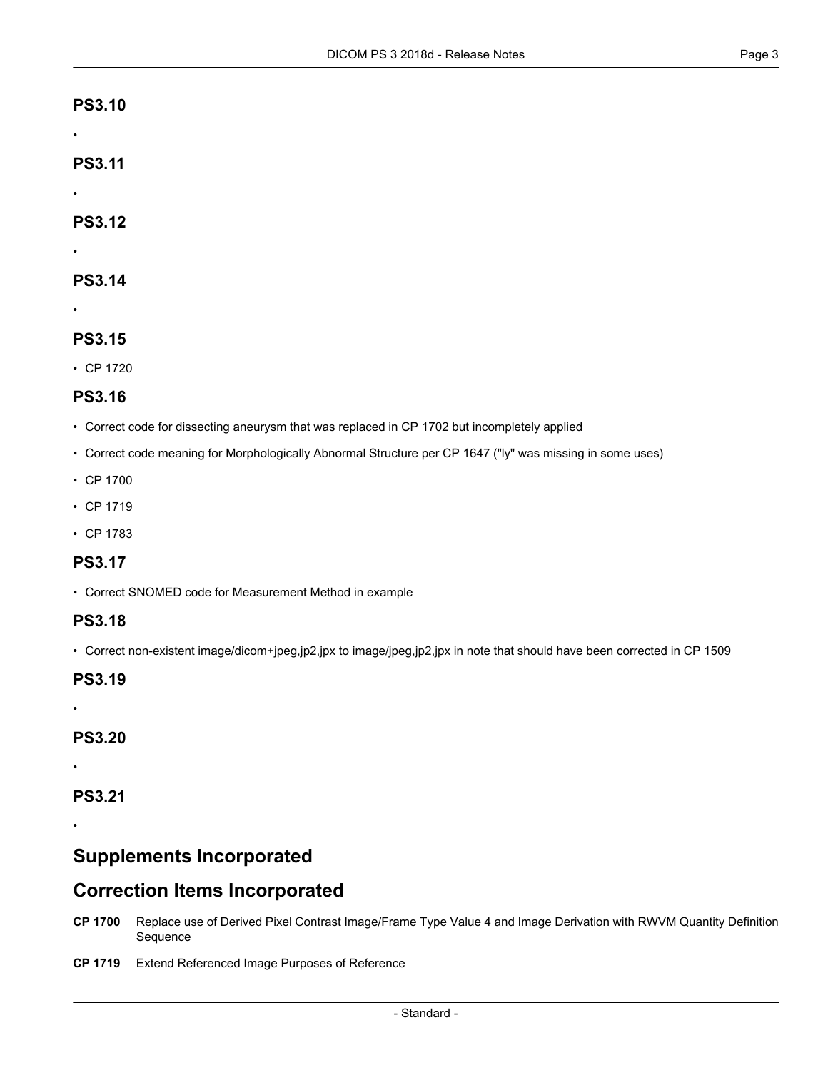### PS3.10

- 

### PS3.11

- 

### PS3.12

- 

### PS3.14

- 

### PS3.15

- CP 1720

### PS3.16

- Correct code for dissecting aneurysm that was replaced in CP 1702 but incompletely applied
- Correct code meaning for Morphologically Abnormal Structure per CP 1647 ("ly" was missing in some uses)
- CP 1700
- CP 1719
- CP 1783

### PS3.17

- Correct SNOMED code for Measurement Method in example

### PS3.18

- Correct non-existent image/dicom+jpeg,jp2,jpx to image/jpeg,jp2,jpx in note that should have been corrected in CP 1509

### PS3.19

- 

### PS3.20

- 

### PS3.21

- 

## Supplements Incorporated

## Correction Items Incorporated

**CP 1700** Replace use of Derived Pixel Contrast Image/Frame Type Value 4 and Image Derivation with RWVM Quantity Definition Sequence

**CP 1719** Extend Referenced Image Purposes of Reference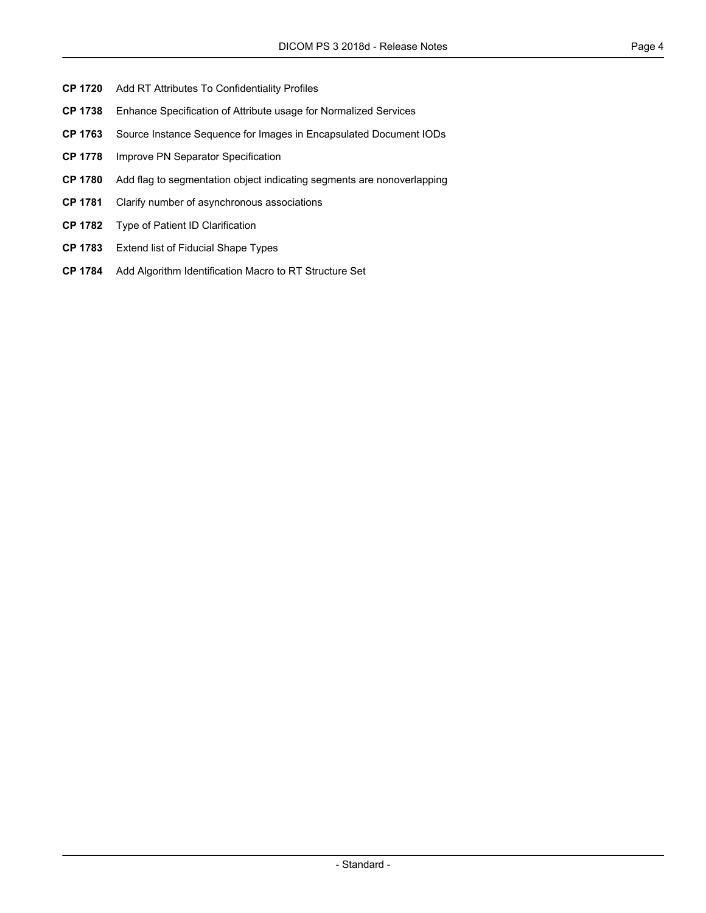**CP 1720** Add RT Attributes To Confidentiality Profiles

**CP 1738** Enhance Specification of Attribute usage for Normalized Services

**CP 1763** Source Instance Sequence for Images in Encapsulated Document IODs

**CP 1778** Improve PN Separator Specification

**CP 1780** Add flag to segmentation object indicating segments are nonoverlapping

**CP 1781** Clarify number of asynchronous associations

**CP 1782** Type of Patient ID Clarification

**CP 1783** Extend list of Fiducial Shape Types

**CP 1784** Add Algorithm Identification Macro to RT Structure Set